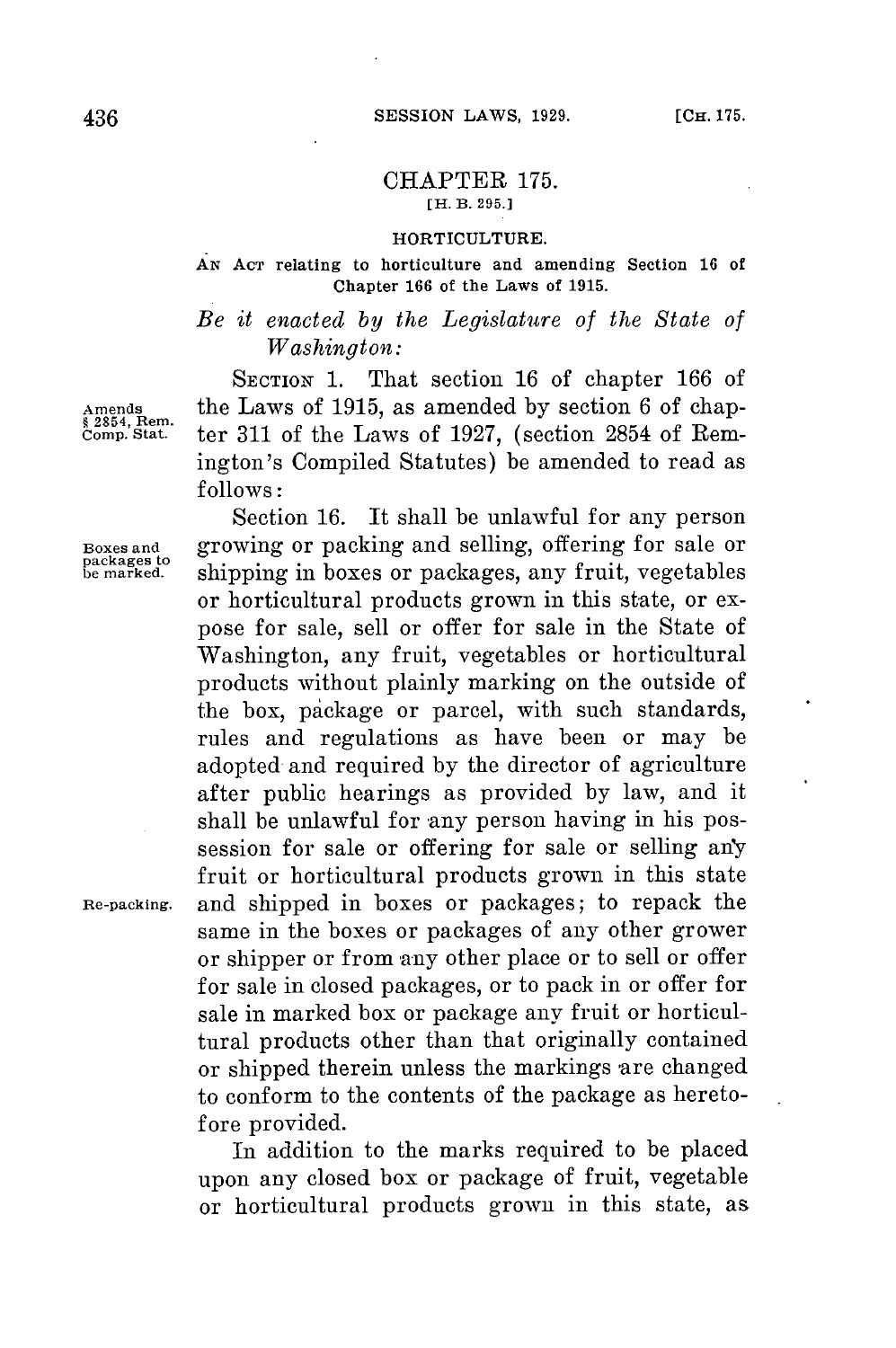# CHAPTER 175.

[H. B. 295.]

## HORTICULTURE.

AN ACT relating to horticulture and amending Section 16 of Chapter 166 of the Laws of 1915.

*Be it enacted by the Legislature of the State of Washington:*

SECTION 1. That section 16 of chapter 166 of the Laws of 1915, as amended by section 6 of chapter 311 of the Laws of 1927, (section 2854 of Remington's Compiled Statutes) be amended to read as follows:

Amends § 2854, Rem. Comp. Stat.

Section 16. It shall be unlawful for any person growing or packing and selling, offering for sale or shipping in boxes or packages, any fruit, vegetables or horticultural products grown in this state, or expose for sale, sell or offer for sale in the State of Washington, any fruit, vegetables or horticultural products without plainly marking on the outside of the box, package or parcel, with such standards, rules and regulations as have been or may be adopted and required by the director of agriculture after public hearings as provided by law, and it shall be unlawful for any person having in his possession for sale or offering for sale or selling any fruit or horticultural products grown in this state and shipped in boxes or packages; to repack the same in the boxes or packages of any other grower or shipper or from any other place or to sell or offer for sale in closed packages, or to pack in or offer for sale in marked box or package any fruit or horticultural products other than that originally contained or shipped therein unless the markings are changed to conform to the contents of the package as heretofore provided.

Boxes and packages to be marked.

Re-packing.

In addition to the marks required to be placed upon any closed box or package of fruit, vegetable or horticultural products grown in this state, as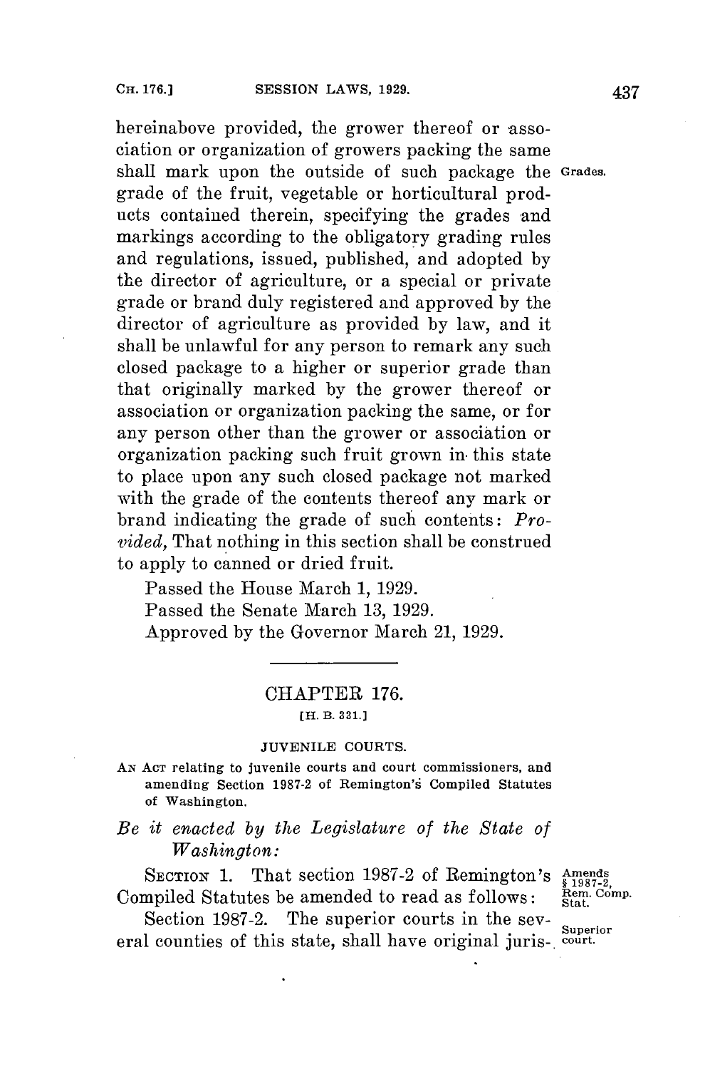hereinabove provided, the grower thereof or association or organization of growers packing the same shall mark upon the outside of such package the grade of the fruit, vegetable or horticultural products contained therein, specifying the grades and markings according to the obligatory grading rules and regulations, issued, published, and adopted by the director of agriculture, or a special or private grade or brand duly registered and approved by the director of agriculture as provided by law, and it shall be unlawful for any person to remark any such closed package to a higher or superior grade than that originally marked by the grower thereof or association or organization packing the same, or for any person other than the grower or association or organization packing such fruit grown in this state to place upon any such closed package not marked with the grade of the contents thereof any mark or brand indicating the grade of such contents: *Provided,* That nothing in this section shall be construed to apply to canned or dried fruit.

Grades.

Passed the House March 1, 1929.
Passed the Senate March 13, 1929.
Approved by the Governor March 21, 1929.

---

## CHAPTER 176.

[H. B. 331.]

### JUVENILE COURTS.

AN ACT relating to juvenile courts and court commissioners, and amending Section 1987-2 of Remington's Compiled Statutes of Washington.

*Be it enacted by the Legislature of the State of Washington:*

SECTION 1. That section 1987-2 of Remington's Compiled Statutes be amended to read as follows:

Amends § 1987-2, Rem. Comp. Stat.

Section 1987-2. The superior courts in the several counties of this state, shall have original juris-

Superior court.